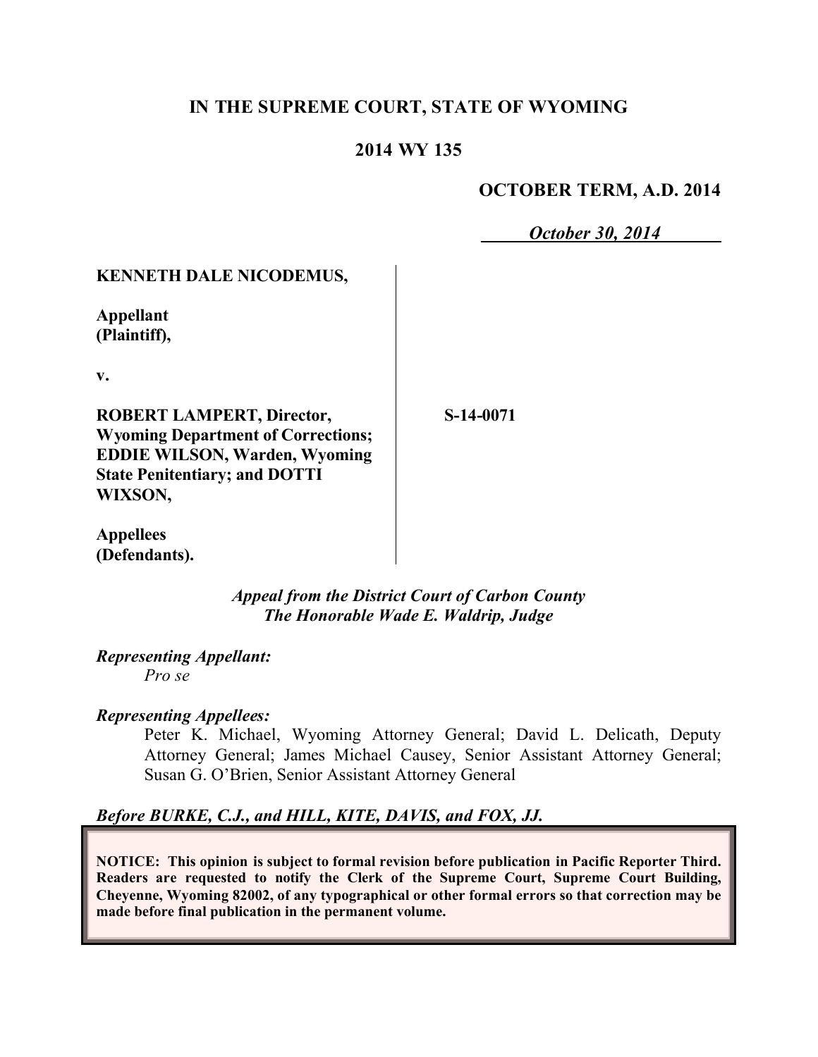**IN THE SUPREME COURT, STATE OF WYOMING**

**2014 WY 135**

**OCTOBER TERM, A.D. 2014**

***October 30, 2014***

**KENNETH DALE NICODEMUS,**

**Appellant**
**(Plaintiff),**

**v.**

**ROBERT LAMPERT, Director, Wyoming Department of Corrections; EDDIE WILSON, Warden, Wyoming State Penitentiary; and DOTTI WIXSON,**

**Appellees**
**(Defendants).**

**S-14-0071**

*Appeal from the District Court of Carbon County*
*The Honorable Wade E. Waldrip, Judge*

***Representing Appellant:***
*Pro se*

***Representing Appellees:***
Peter K. Michael, Wyoming Attorney General; David L. Delicath, Deputy Attorney General; James Michael Causey, Senior Assistant Attorney General; Susan G. O'Brien, Senior Assistant Attorney General

***Before BURKE, C.J., and HILL, KITE, DAVIS, and FOX, JJ.***

**NOTICE: This opinion is subject to formal revision before publication in Pacific Reporter Third. Readers are requested to notify the Clerk of the Supreme Court, Supreme Court Building, Cheyenne, Wyoming 82002, of any typographical or other formal errors so that correction may be made before final publication in the permanent volume.**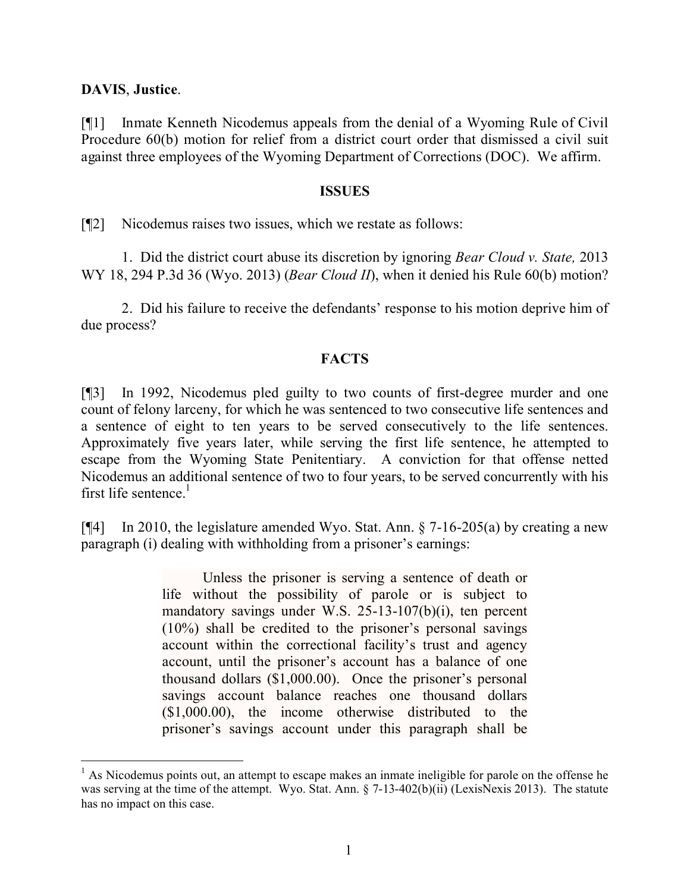**DAVIS**, **Justice**.

[¶1] Inmate Kenneth Nicodemus appeals from the denial of a Wyoming Rule of Civil Procedure 60(b) motion for relief from a district court order that dismissed a civil suit against three employees of the Wyoming Department of Corrections (DOC). We affirm.

## ISSUES

[¶2] Nicodemus raises two issues, which we restate as follows:

1. Did the district court abuse its discretion by ignoring *Bear Cloud v. State,* 2013 WY 18, 294 P.3d 36 (Wyo. 2013) (*Bear Cloud II*), when it denied his Rule 60(b) motion?

2. Did his failure to receive the defendants' response to his motion deprive him of due process?

## FACTS

[¶3] In 1992, Nicodemus pled guilty to two counts of first-degree murder and one count of felony larceny, for which he was sentenced to two consecutive life sentences and a sentence of eight to ten years to be served consecutively to the life sentences. Approximately five years later, while serving the first life sentence, he attempted to escape from the Wyoming State Penitentiary. A conviction for that offense netted Nicodemus an additional sentence of two to four years, to be served concurrently with his first life sentence.[1]

[¶4] In 2010, the legislature amended Wyo. Stat. Ann. § 7-16-205(a) by creating a new paragraph (i) dealing with withholding from a prisoner's earnings:

> Unless the prisoner is serving a sentence of death or life without the possibility of parole or is subject to mandatory savings under W.S. 25-13-107(b)(i), ten percent (10%) shall be credited to the prisoner's personal savings account within the correctional facility's trust and agency account, until the prisoner's account has a balance of one thousand dollars ($1,000.00). Once the prisoner's personal savings account balance reaches one thousand dollars ($1,000.00), the income otherwise distributed to the prisoner's savings account under this paragraph shall be

---

[1] As Nicodemus points out, an attempt to escape makes an inmate ineligible for parole on the offense he was serving at the time of the attempt. Wyo. Stat. Ann. § 7-13-402(b)(ii) (LexisNexis 2013). The statute has no impact on this case.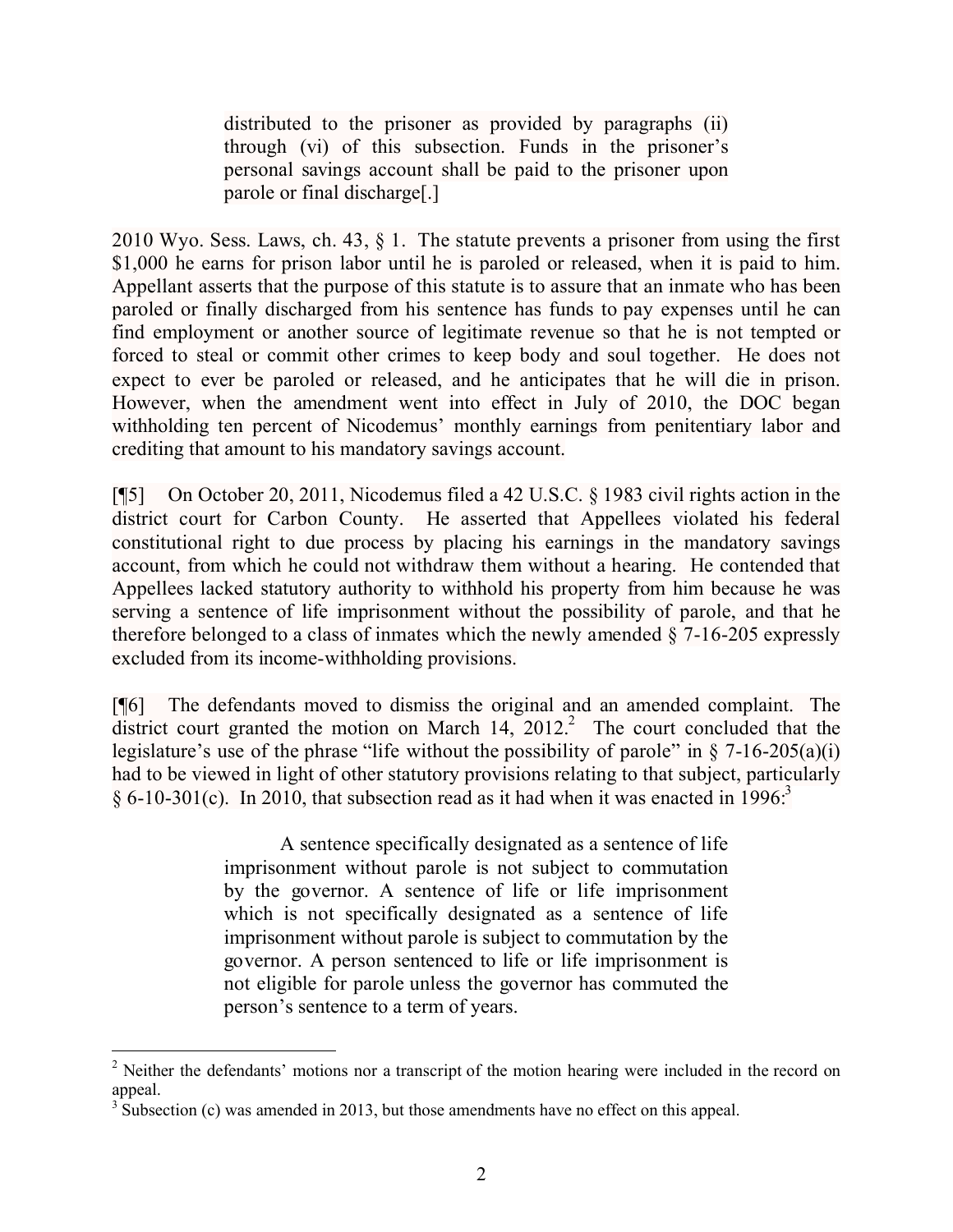> distributed to the prisoner as provided by paragraphs (ii) through (vi) of this subsection. Funds in the prisoner's personal savings account shall be paid to the prisoner upon parole or final discharge[.]

2010 Wyo. Sess. Laws, ch. 43, § 1. The statute prevents a prisoner from using the first $1,000 he earns for prison labor until he is paroled or released, when it is paid to him. Appellant asserts that the purpose of this statute is to assure that an inmate who has been paroled or finally discharged from his sentence has funds to pay expenses until he can find employment or another source of legitimate revenue so that he is not tempted or forced to steal or commit other crimes to keep body and soul together. He does not expect to ever be paroled or released, and he anticipates that he will die in prison. However, when the amendment went into effect in July of 2010, the DOC began withholding ten percent of Nicodemus' monthly earnings from penitentiary labor and crediting that amount to his mandatory savings account.

[¶5] On October 20, 2011, Nicodemus filed a 42 U.S.C. § 1983 civil rights action in the district court for Carbon County. He asserted that Appellees violated his federal constitutional right to due process by placing his earnings in the mandatory savings account, from which he could not withdraw them without a hearing. He contended that Appellees lacked statutory authority to withhold his property from him because he was serving a sentence of life imprisonment without the possibility of parole, and that he therefore belonged to a class of inmates which the newly amended § 7-16-205 expressly excluded from its income-withholding provisions.

[¶6] The defendants moved to dismiss the original and an amended complaint. The district court granted the motion on March 14, 2012.[2] The court concluded that the legislature's use of the phrase "life without the possibility of parole" in § 7-16-205(a)(i) had to be viewed in light of other statutory provisions relating to that subject, particularly § 6-10-301(c). In 2010, that subsection read as it had when it was enacted in 1996:[3]

> A sentence specifically designated as a sentence of life imprisonment without parole is not subject to commutation by the governor. A sentence of life or life imprisonment which is not specifically designated as a sentence of life imprisonment without parole is subject to commutation by the governor. A person sentenced to life or life imprisonment is not eligible for parole unless the governor has commuted the person's sentence to a term of years.

---

[2] Neither the defendants' motions nor a transcript of the motion hearing were included in the record on appeal.

[3] Subsection (c) was amended in 2013, but those amendments have no effect on this appeal.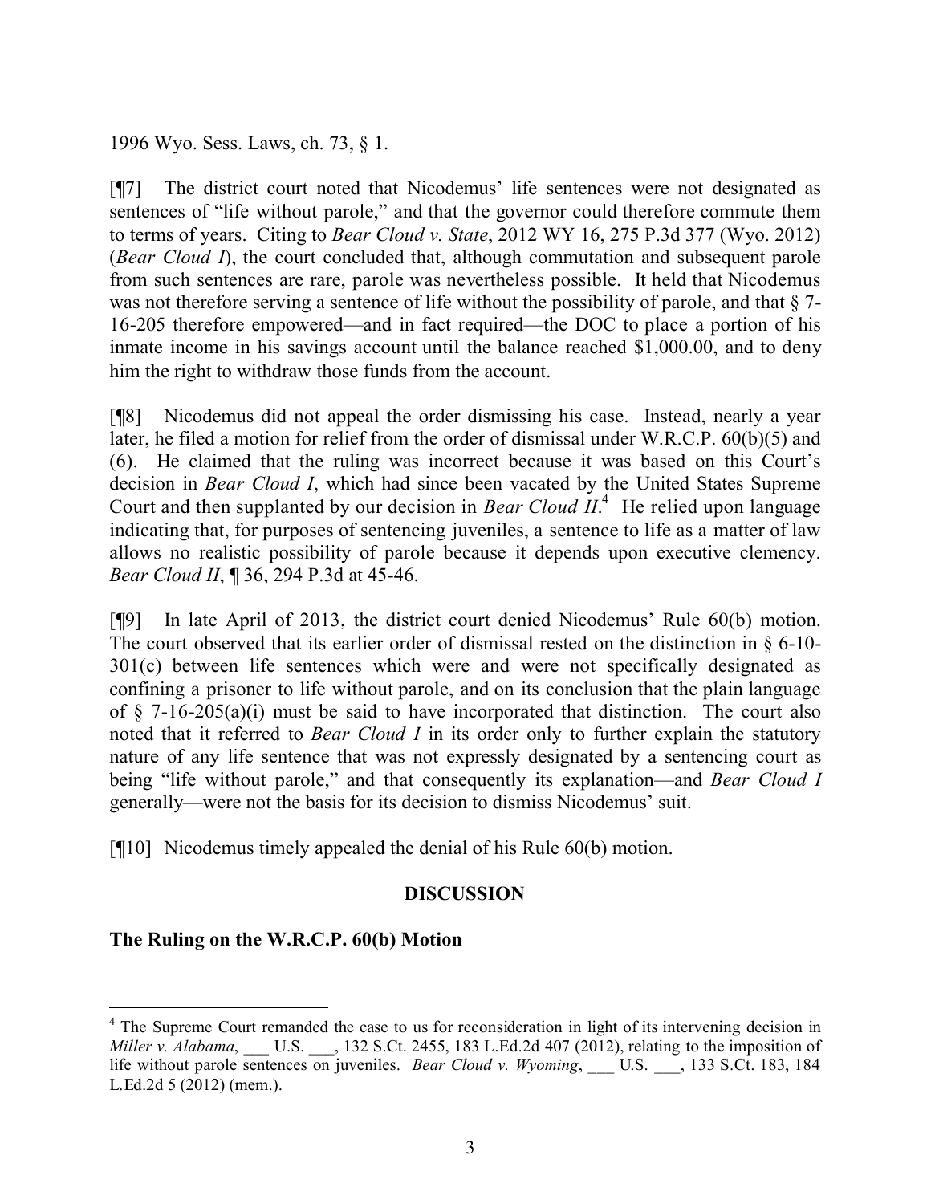1996 Wyo. Sess. Laws, ch. 73, § 1.

[¶7] The district court noted that Nicodemus' life sentences were not designated as sentences of "life without parole," and that the governor could therefore commute them to terms of years. Citing to *Bear Cloud v. State*, 2012 WY 16, 275 P.3d 377 (Wyo. 2012) (*Bear Cloud I*), the court concluded that, although commutation and subsequent parole from such sentences are rare, parole was nevertheless possible. It held that Nicodemus was not therefore serving a sentence of life without the possibility of parole, and that § 7-16-205 therefore empowered—and in fact required—the DOC to place a portion of his inmate income in his savings account until the balance reached $1,000.00, and to deny him the right to withdraw those funds from the account.

[¶8] Nicodemus did not appeal the order dismissing his case. Instead, nearly a year later, he filed a motion for relief from the order of dismissal under W.R.C.P. 60(b)(5) and (6). He claimed that the ruling was incorrect because it was based on this Court's decision in *Bear Cloud I*, which had since been vacated by the United States Supreme Court and then supplanted by our decision in *Bear Cloud II*.[4] He relied upon language indicating that, for purposes of sentencing juveniles, a sentence to life as a matter of law allows no realistic possibility of parole because it depends upon executive clemency. *Bear Cloud II*, ¶ 36, 294 P.3d at 45-46.

[¶9] In late April of 2013, the district court denied Nicodemus' Rule 60(b) motion. The court observed that its earlier order of dismissal rested on the distinction in § 6-10-301(c) between life sentences which were and were not specifically designated as confining a prisoner to life without parole, and on its conclusion that the plain language of § 7-16-205(a)(i) must be said to have incorporated that distinction. The court also noted that it referred to *Bear Cloud I* in its order only to further explain the statutory nature of any life sentence that was not expressly designated by a sentencing court as being "life without parole," and that consequently its explanation—and *Bear Cloud I* generally—were not the basis for its decision to dismiss Nicodemus' suit.

[¶10] Nicodemus timely appealed the denial of his Rule 60(b) motion.

## DISCUSSION

### The Ruling on the W.R.C.P. 60(b) Motion

---

[4] The Supreme Court remanded the case to us for reconsideration in light of its intervening decision in *Miller v. Alabama*, ___ U.S. ___, 132 S.Ct. 2455, 183 L.Ed.2d 407 (2012), relating to the imposition of life without parole sentences on juveniles. *Bear Cloud v. Wyoming*, ___ U.S. ___, 133 S.Ct. 183, 184 L.Ed.2d 5 (2012) (mem.).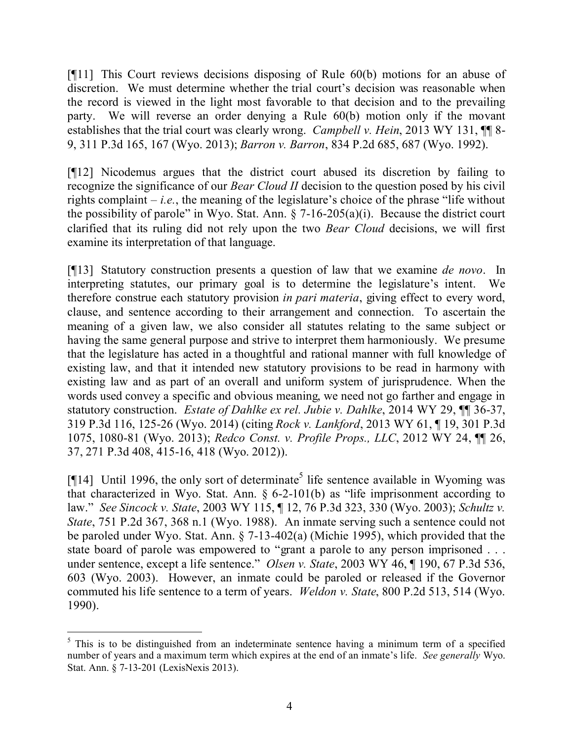[¶11] This Court reviews decisions disposing of Rule 60(b) motions for an abuse of discretion. We must determine whether the trial court's decision was reasonable when the record is viewed in the light most favorable to that decision and to the prevailing party. We will reverse an order denying a Rule 60(b) motion only if the movant establishes that the trial court was clearly wrong. *Campbell v. Hein*, 2013 WY 131, ¶¶ 8-9, 311 P.3d 165, 167 (Wyo. 2013); *Barron v. Barron*, 834 P.2d 685, 687 (Wyo. 1992).

[¶12] Nicodemus argues that the district court abused its discretion by failing to recognize the significance of our *Bear Cloud II* decision to the question posed by his civil rights complaint – *i.e.*, the meaning of the legislature's choice of the phrase "life without the possibility of parole" in Wyo. Stat. Ann. § 7-16-205(a)(i). Because the district court clarified that its ruling did not rely upon the two *Bear Cloud* decisions, we will first examine its interpretation of that language.

[¶13] Statutory construction presents a question of law that we examine *de novo*. In interpreting statutes, our primary goal is to determine the legislature's intent. We therefore construe each statutory provision *in pari materia*, giving effect to every word, clause, and sentence according to their arrangement and connection. To ascertain the meaning of a given law, we also consider all statutes relating to the same subject or having the same general purpose and strive to interpret them harmoniously. We presume that the legislature has acted in a thoughtful and rational manner with full knowledge of existing law, and that it intended new statutory provisions to be read in harmony with existing law and as part of an overall and uniform system of jurisprudence. When the words used convey a specific and obvious meaning, we need not go farther and engage in statutory construction. *Estate of Dahlke ex rel. Jubie v. Dahlke*, 2014 WY 29, ¶¶ 36-37, 319 P.3d 116, 125-26 (Wyo. 2014) (citing *Rock v. Lankford*, 2013 WY 61, ¶ 19, 301 P.3d 1075, 1080-81 (Wyo. 2013); *Redco Const. v. Profile Props., LLC*, 2012 WY 24, ¶¶ 26, 37, 271 P.3d 408, 415-16, 418 (Wyo. 2012)).

[¶14] Until 1996, the only sort of determinate[5] life sentence available in Wyoming was that characterized in Wyo. Stat. Ann. § 6-2-101(b) as "life imprisonment according to law." *See Sincock v. State*, 2003 WY 115, ¶ 12, 76 P.3d 323, 330 (Wyo. 2003); *Schultz v. State*, 751 P.2d 367, 368 n.1 (Wyo. 1988). An inmate serving such a sentence could not be paroled under Wyo. Stat. Ann. § 7-13-402(a) (Michie 1995), which provided that the state board of parole was empowered to "grant a parole to any person imprisoned . . . under sentence, except a life sentence." *Olsen v. State*, 2003 WY 46, ¶ 190, 67 P.3d 536, 603 (Wyo. 2003). However, an inmate could be paroled or released if the Governor commuted his life sentence to a term of years. *Weldon v. State*, 800 P.2d 513, 514 (Wyo. 1990).

[5] This is to be distinguished from an indeterminate sentence having a minimum term of a specified number of years and a maximum term which expires at the end of an inmate's life. *See generally* Wyo. Stat. Ann. § 7-13-201 (LexisNexis 2013).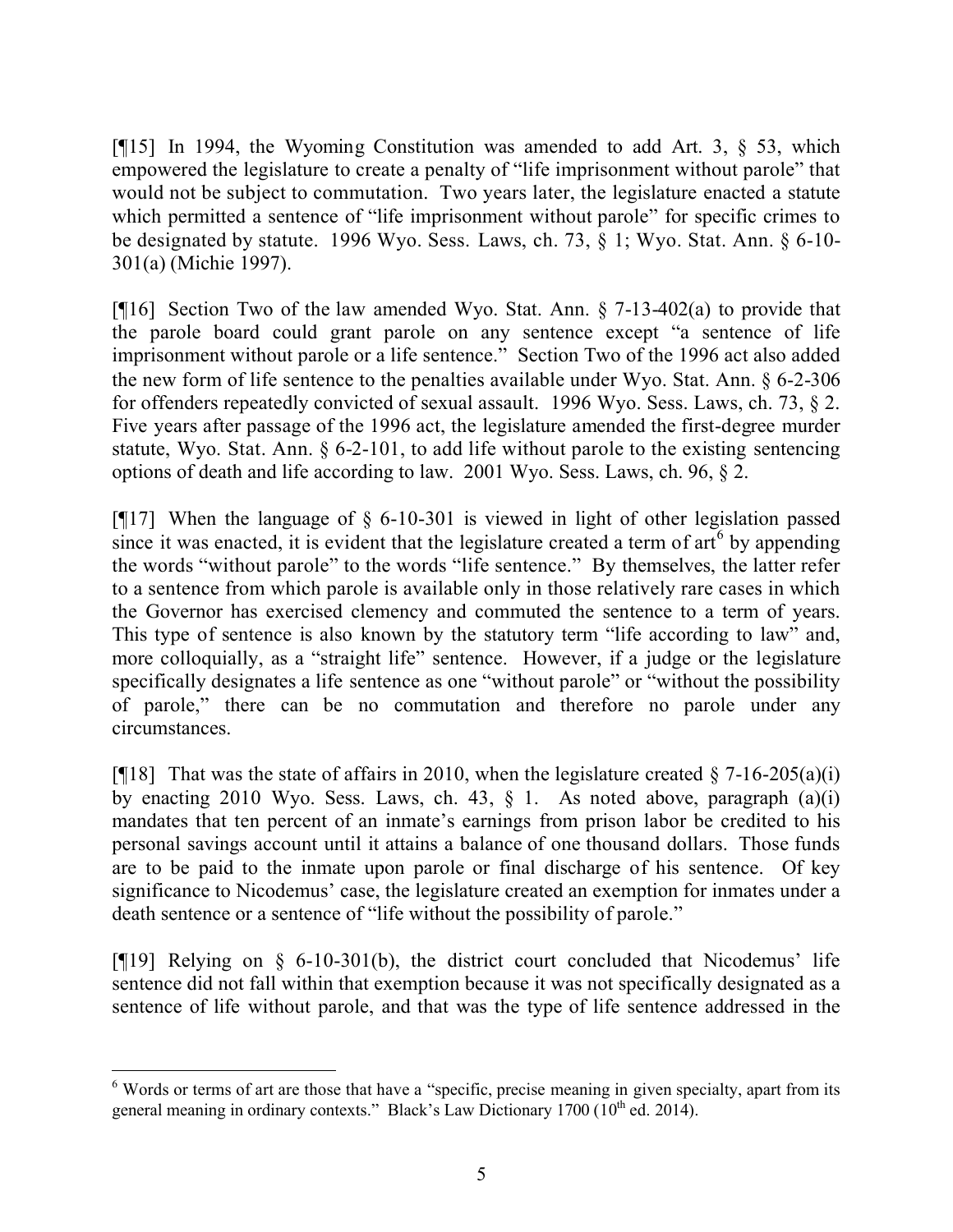[¶15] In 1994, the Wyoming Constitution was amended to add Art. 3, § 53, which empowered the legislature to create a penalty of "life imprisonment without parole" that would not be subject to commutation. Two years later, the legislature enacted a statute which permitted a sentence of "life imprisonment without parole" for specific crimes to be designated by statute. 1996 Wyo. Sess. Laws, ch. 73, § 1; Wyo. Stat. Ann. § 6-10-301(a) (Michie 1997).

[¶16] Section Two of the law amended Wyo. Stat. Ann. § 7-13-402(a) to provide that the parole board could grant parole on any sentence except "a sentence of life imprisonment without parole or a life sentence." Section Two of the 1996 act also added the new form of life sentence to the penalties available under Wyo. Stat. Ann. § 6-2-306 for offenders repeatedly convicted of sexual assault. 1996 Wyo. Sess. Laws, ch. 73, § 2. Five years after passage of the 1996 act, the legislature amended the first-degree murder statute, Wyo. Stat. Ann. § 6-2-101, to add life without parole to the existing sentencing options of death and life according to law. 2001 Wyo. Sess. Laws, ch. 96, § 2.

[¶17] When the language of § 6-10-301 is viewed in light of other legislation passed since it was enacted, it is evident that the legislature created a term of art[6] by appending the words "without parole" to the words "life sentence." By themselves, the latter refer to a sentence from which parole is available only in those relatively rare cases in which the Governor has exercised clemency and commuted the sentence to a term of years. This type of sentence is also known by the statutory term "life according to law" and, more colloquially, as a "straight life" sentence. However, if a judge or the legislature specifically designates a life sentence as one "without parole" or "without the possibility of parole," there can be no commutation and therefore no parole under any circumstances.

[¶18] That was the state of affairs in 2010, when the legislature created § 7-16-205(a)(i) by enacting 2010 Wyo. Sess. Laws, ch. 43, § 1. As noted above, paragraph (a)(i) mandates that ten percent of an inmate's earnings from prison labor be credited to his personal savings account until it attains a balance of one thousand dollars. Those funds are to be paid to the inmate upon parole or final discharge of his sentence. Of key significance to Nicodemus' case, the legislature created an exemption for inmates under a death sentence or a sentence of "life without the possibility of parole."

[¶19] Relying on § 6-10-301(b), the district court concluded that Nicodemus' life sentence did not fall within that exemption because it was not specifically designated as a sentence of life without parole, and that was the type of life sentence addressed in the

---

[6] Words or terms of art are those that have a "specific, precise meaning in given specialty, apart from its general meaning in ordinary contexts." Black's Law Dictionary 1700 (10th ed. 2014).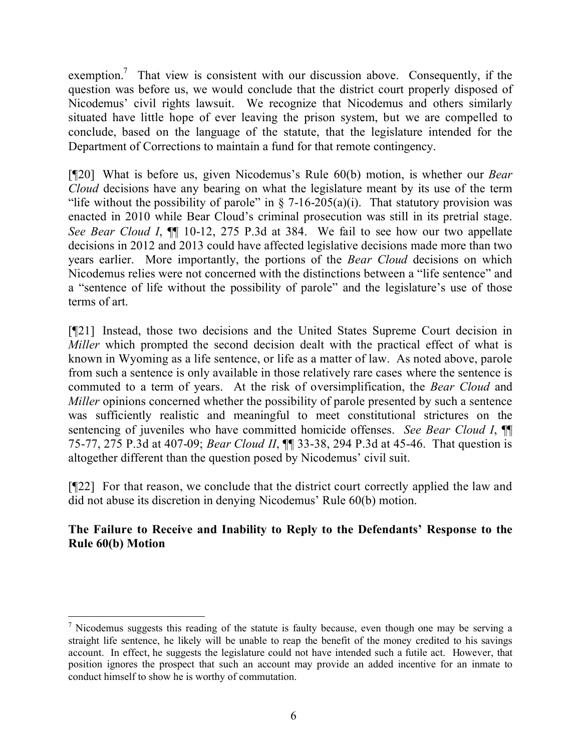exemption.[7] That view is consistent with our discussion above. Consequently, if the question was before us, we would conclude that the district court properly disposed of Nicodemus' civil rights lawsuit. We recognize that Nicodemus and others similarly situated have little hope of ever leaving the prison system, but we are compelled to conclude, based on the language of the statute, that the legislature intended for the Department of Corrections to maintain a fund for that remote contingency.

[¶20] What is before us, given Nicodemus's Rule 60(b) motion, is whether our *Bear Cloud* decisions have any bearing on what the legislature meant by its use of the term "life without the possibility of parole" in § 7-16-205(a)(i). That statutory provision was enacted in 2010 while Bear Cloud's criminal prosecution was still in its pretrial stage. *See Bear Cloud I*, ¶¶ 10-12, 275 P.3d at 384. We fail to see how our two appellate decisions in 2012 and 2013 could have affected legislative decisions made more than two years earlier. More importantly, the portions of the *Bear Cloud* decisions on which Nicodemus relies were not concerned with the distinctions between a "life sentence" and a "sentence of life without the possibility of parole" and the legislature's use of those terms of art.

[¶21] Instead, those two decisions and the United States Supreme Court decision in *Miller* which prompted the second decision dealt with the practical effect of what is known in Wyoming as a life sentence, or life as a matter of law. As noted above, parole from such a sentence is only available in those relatively rare cases where the sentence is commuted to a term of years. At the risk of oversimplification, the *Bear Cloud* and *Miller* opinions concerned whether the possibility of parole presented by such a sentence was sufficiently realistic and meaningful to meet constitutional strictures on the sentencing of juveniles who have committed homicide offenses. *See Bear Cloud I*, ¶¶ 75-77, 275 P.3d at 407-09; *Bear Cloud II*, ¶¶ 33-38, 294 P.3d at 45-46. That question is altogether different than the question posed by Nicodemus' civil suit.

[¶22] For that reason, we conclude that the district court correctly applied the law and did not abuse its discretion in denying Nicodemus' Rule 60(b) motion.

**The Failure to Receive and Inability to Reply to the Defendants' Response to the Rule 60(b) Motion**

---

[7] Nicodemus suggests this reading of the statute is faulty because, even though one may be serving a straight life sentence, he likely will be unable to reap the benefit of the money credited to his savings account. In effect, he suggests the legislature could not have intended such a futile act. However, that position ignores the prospect that such an account may provide an added incentive for an inmate to conduct himself to show he is worthy of commutation.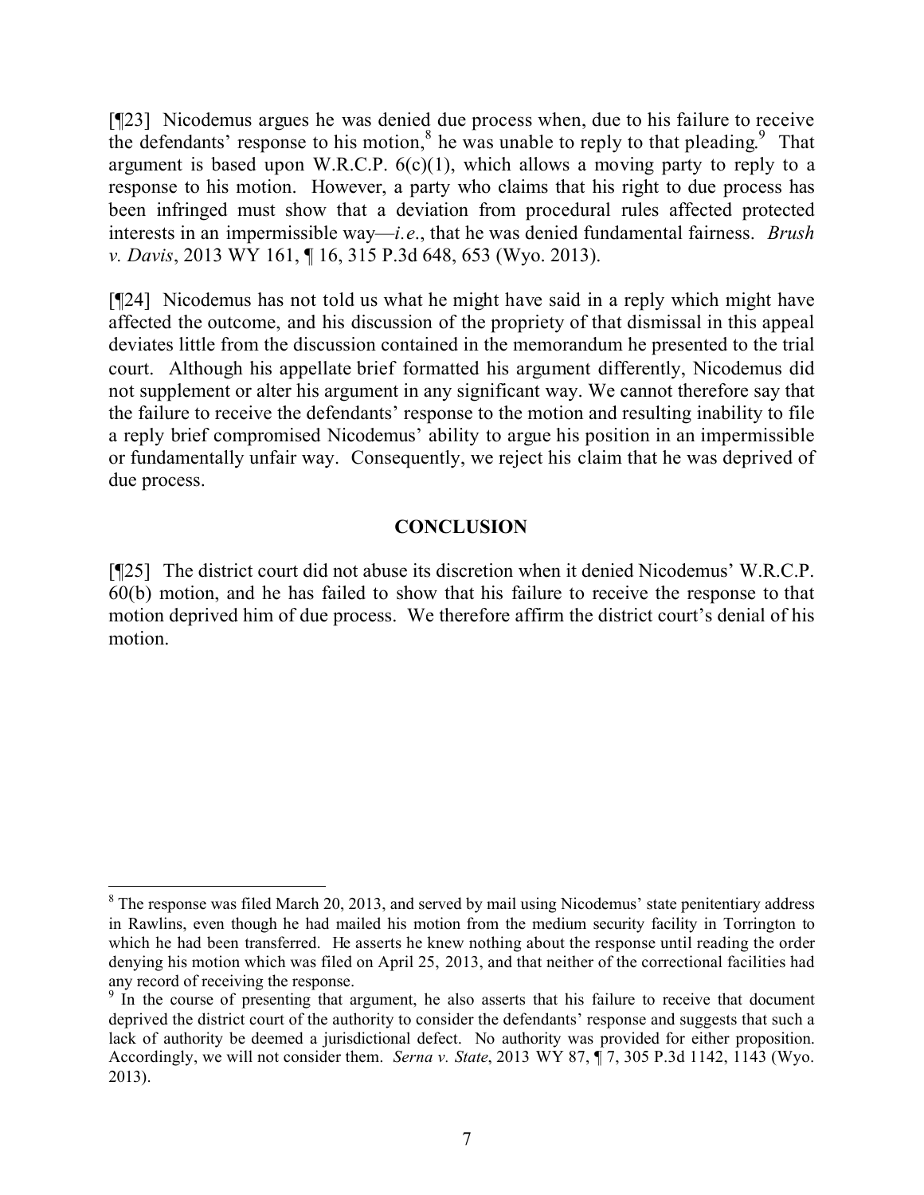[¶23] Nicodemus argues he was denied due process when, due to his failure to receive the defendants' response to his motion,[8] he was unable to reply to that pleading.[9] That argument is based upon W.R.C.P. 6(c)(1), which allows a moving party to reply to a response to his motion. However, a party who claims that his right to due process has been infringed must show that a deviation from procedural rules affected protected interests in an impermissible way—*i.e.*, that he was denied fundamental fairness. *Brush v. Davis*, 2013 WY 161, ¶ 16, 315 P.3d 648, 653 (Wyo. 2013).

[¶24] Nicodemus has not told us what he might have said in a reply which might have affected the outcome, and his discussion of the propriety of that dismissal in this appeal deviates little from the discussion contained in the memorandum he presented to the trial court. Although his appellate brief formatted his argument differently, Nicodemus did not supplement or alter his argument in any significant way. We cannot therefore say that the failure to receive the defendants' response to the motion and resulting inability to file a reply brief compromised Nicodemus' ability to argue his position in an impermissible or fundamentally unfair way. Consequently, we reject his claim that he was deprived of due process.

## CONCLUSION

[¶25] The district court did not abuse its discretion when it denied Nicodemus' W.R.C.P. 60(b) motion, and he has failed to show that his failure to receive the response to that motion deprived him of due process. We therefore affirm the district court's denial of his motion.

---

[8] The response was filed March 20, 2013, and served by mail using Nicodemus' state penitentiary address in Rawlins, even though he had mailed his motion from the medium security facility in Torrington to which he had been transferred. He asserts he knew nothing about the response until reading the order denying his motion which was filed on April 25, 2013, and that neither of the correctional facilities had any record of receiving the response.

[9] In the course of presenting that argument, he also asserts that his failure to receive that document deprived the district court of the authority to consider the defendants' response and suggests that such a lack of authority be deemed a jurisdictional defect. No authority was provided for either proposition. Accordingly, we will not consider them. *Serna v. State*, 2013 WY 87, ¶ 7, 305 P.3d 1142, 1143 (Wyo. 2013).